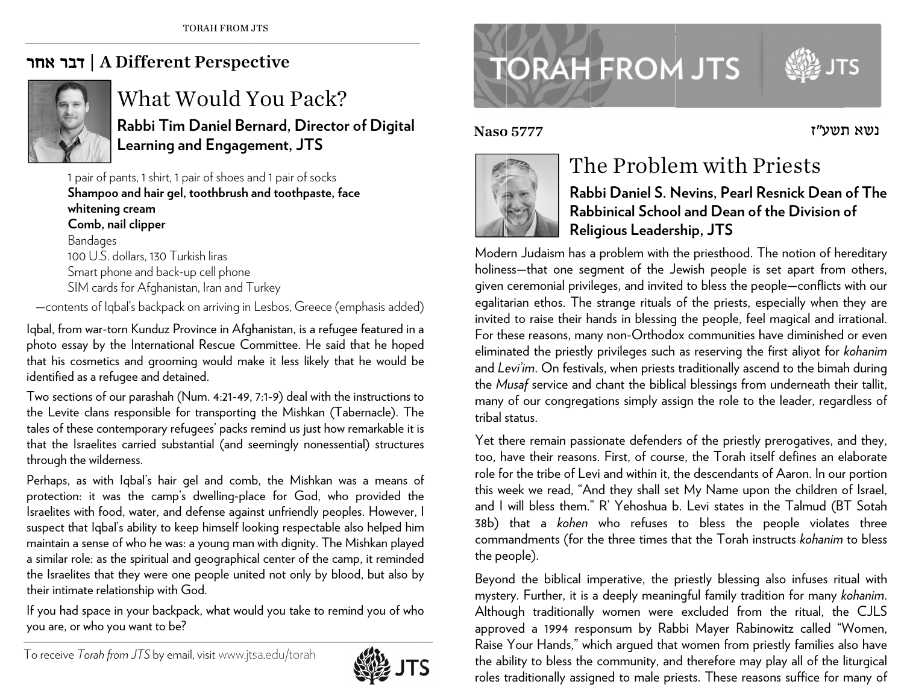## דבר אחר | A Different Perspective

# What Would You Pack?

**Rabbi Tim Daniel Bernard, Director of Digital Learning and Engagement, JTS**

> 1 pair of pants, 1 shirt, 1 pair of shoes and 1 pair of socks
> **Shampoo and hair gel, toothbrush and toothpaste, face whitening cream**
> **Comb, nail clipper**
> Bandages
> 100 U.S. dollars, 130 Turkish liras
> Smart phone and back-up cell phone
> SIM cards for Afghanistan, Iran and Turkey
>
> —contents of Iqbal's backpack on arriving in Lesbos, Greece (emphasis added)

Iqbal, from war-torn Kunduz Province in Afghanistan, is a refugee featured in a photo essay by the International Rescue Committee. He said that he hoped that his cosmetics and grooming would make it less likely that he would be identified as a refugee and detained.

Two sections of our parashah (Num. 4:21-49, 7:1-9) deal with the instructions to the Levite clans responsible for transporting the Mishkan (Tabernacle). The tales of these contemporary refugees' packs remind us just how remarkable it is that the Israelites carried substantial (and seemingly nonessential) structures through the wilderness.

Perhaps, as with Iqbal's hair gel and comb, the Mishkan was a means of protection: it was the camp's dwelling-place for God, who provided the Israelites with food, water, and defense against unfriendly peoples. However, I suspect that Iqbal's ability to keep himself looking respectable also helped him maintain a sense of who he was: a young man with dignity. The Mishkan played a similar role: as the spiritual and geographical center of the camp, it reminded the Israelites that they were one people united not only by blood, but also by their intimate relationship with God.

If you had space in your backpack, what would you take to remind you of who you are, or who you want to be?

To receive *Torah from JTS* by email, visit www.jtsa.edu/torah

# TORAH FROM JTS

**Naso 5777** נשא תשע״ז

# The Problem with Priests

**Rabbi Daniel S. Nevins, Pearl Resnick Dean of The Rabbinical School and Dean of the Division of Religious Leadership, JTS**

Modern Judaism has a problem with the priesthood. The notion of hereditary holiness—that one segment of the Jewish people is set apart from others, given ceremonial privileges, and invited to bless the people—conflicts with our egalitarian ethos. The strange rituals of the priests, especially when they are invited to raise their hands in blessing the people, feel magical and irrational. For these reasons, many non-Orthodox communities have diminished or even eliminated the priestly privileges such as reserving the first aliyot for *kohanim* and *Levi'im*. On festivals, when priests traditionally ascend to the bimah during the *Musaf* service and chant the biblical blessings from underneath their tallit, many of our congregations simply assign the role to the leader, regardless of tribal status.

Yet there remain passionate defenders of the priestly prerogatives, and they, too, have their reasons. First, of course, the Torah itself defines an elaborate role for the tribe of Levi and within it, the descendants of Aaron. In our portion this week we read, "And they shall set My Name upon the children of Israel, and I will bless them." R' Yehoshua b. Levi states in the Talmud (BT Sotah 38b) that a *kohen* who refuses to bless the people violates three commandments (for the three times that the Torah instructs *kohanim* to bless the people).

Beyond the biblical imperative, the priestly blessing also infuses ritual with mystery. Further, it is a deeply meaningful family tradition for many *kohanim*. Although traditionally women were excluded from the ritual, the CJLS approved a 1994 responsum by Rabbi Mayer Rabinowitz called "Women, Raise Your Hands," which argued that women from priestly families also have the ability to bless the community, and therefore may play all of the liturgical roles traditionally assigned to male priests. These reasons suffice for many of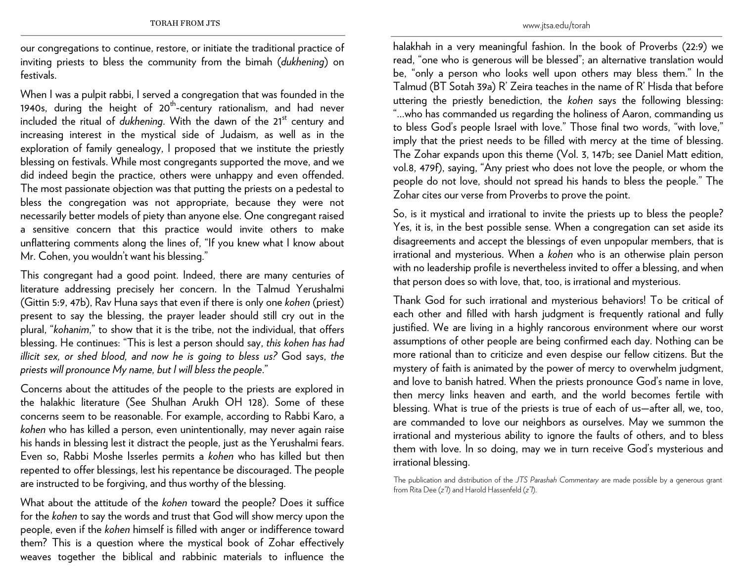our congregations to continue, restore, or initiate the traditional practice of inviting priests to bless the community from the bimah (*dukhening*) on festivals.

When I was a pulpit rabbi, I served a congregation that was founded in the 1940s, during the height of 20th-century rationalism, and had never included the ritual of *dukhening*. With the dawn of the 21st century and increasing interest in the mystical side of Judaism, as well as in the exploration of family genealogy, I proposed that we institute the priestly blessing on festivals. While most congregants supported the move, and we did indeed begin the practice, others were unhappy and even offended. The most passionate objection was that putting the priests on a pedestal to bless the congregation was not appropriate, because they were not necessarily better models of piety than anyone else. One congregant raised a sensitive concern that this practice would invite others to make unflattering comments along the lines of, "If you knew what I know about Mr. Cohen, you wouldn't want his blessing."

This congregant had a good point. Indeed, there are many centuries of literature addressing precisely her concern. In the Talmud Yerushalmi (Gittin 5:9, 47b), Rav Huna says that even if there is only one *kohen* (priest) present to say the blessing, the prayer leader should still cry out in the plural, "*kohanim*," to show that it is the tribe, not the individual, that offers blessing. He continues: "This is lest a person should say, *this kohen has had illicit sex, or shed blood, and now he is going to bless us?* God says, *the priests will pronounce My name, but I will bless the people*."

Concerns about the attitudes of the people to the priests are explored in the halakhic literature (See Shulhan Arukh OH 128). Some of these concerns seem to be reasonable. For example, according to Rabbi Karo, a *kohen* who has killed a person, even unintentionally, may never again raise his hands in blessing lest it distract the people, just as the Yerushalmi fears. Even so, Rabbi Moshe Isserles permits a *kohen* who has killed but then repented to offer blessings, lest his repentance be discouraged. The people are instructed to be forgiving, and thus worthy of the blessing.

What about the attitude of the *kohen* toward the people? Does it suffice for the *kohen* to say the words and trust that God will show mercy upon the people, even if the *kohen* himself is filled with anger or indifference toward them? This is a question where the mystical book of Zohar effectively weaves together the biblical and rabbinic materials to influence the halakhah in a very meaningful fashion. In the book of Proverbs (22:9) we read, "one who is generous will be blessed"; an alternative translation would be, "only a person who looks well upon others may bless them." In the Talmud (BT Sotah 39a) R' Zeira teaches in the name of R' Hisda that before uttering the priestly benediction, the *kohen* says the following blessing: "...who has commanded us regarding the holiness of Aaron, commanding us to bless God's people Israel with love." Those final two words, "with love," imply that the priest needs to be filled with mercy at the time of blessing. The Zohar expands upon this theme (Vol. 3, 147b; see Daniel Matt edition, vol.8, 479f), saying, "Any priest who does not love the people, or whom the people do not love, should not spread his hands to bless the people." The Zohar cites our verse from Proverbs to prove the point.

So, is it mystical and irrational to invite the priests up to bless the people? Yes, it is, in the best possible sense. When a congregation can set aside its disagreements and accept the blessings of even unpopular members, that is irrational and mysterious. When a *kohen* who is an otherwise plain person with no leadership profile is nevertheless invited to offer a blessing, and when that person does so with love, that, too, is irrational and mysterious.

Thank God for such irrational and mysterious behaviors! To be critical of each other and filled with harsh judgment is frequently rational and fully justified. We are living in a highly rancorous environment where our worst assumptions of other people are being confirmed each day. Nothing can be more rational than to criticize and even despise our fellow citizens. But the mystery of faith is animated by the power of mercy to overwhelm judgment, and love to banish hatred. When the priests pronounce God's name in love, then mercy links heaven and earth, and the world becomes fertile with blessing. What is true of the priests is true of each of us—after all, we, too, are commanded to love our neighbors as ourselves. May we summon the irrational and mysterious ability to ignore the faults of others, and to bless them with love. In so doing, may we in turn receive God's mysterious and irrational blessing.

The publication and distribution of the *JTS Parashah Commentary* are made possible by a generous grant from Rita Dee (*z"l*) and Harold Hassenfeld (*z"l*).